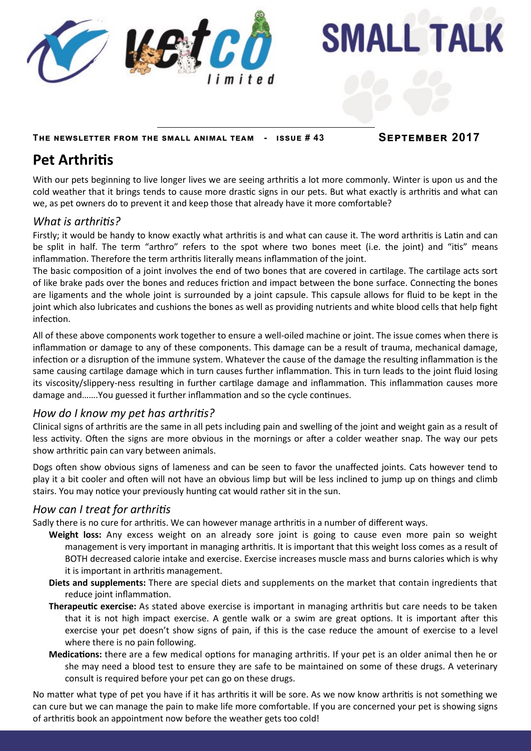# SMALL TALK

**The newsletter from the small animal team - issue # 43** **September 2017**

## Pet Arthritis

With our pets beginning to live longer lives we are seeing arthritis a lot more commonly. Winter is upon us and the cold weather that it brings tends to cause more drastic signs in our pets. But what exactly is arthritis and what can we, as pet owners do to prevent it and keep those that already have it more comfortable?

### *What is arthritis?*

Firstly; it would be handy to know exactly what arthritis is and what can cause it. The word arthritis is Latin and can be split in half. The term "arthro" refers to the spot where two bones meet (i.e. the joint) and "itis" means inflammation. Therefore the term arthritis literally means inflammation of the joint.

The basic composition of a joint involves the end of two bones that are covered in cartilage. The cartilage acts sort of like brake pads over the bones and reduces friction and impact between the bone surface. Connecting the bones are ligaments and the whole joint is surrounded by a joint capsule. This capsule allows for fluid to be kept in the joint which also lubricates and cushions the bones as well as providing nutrients and white blood cells that help fight infection.

All of these above components work together to ensure a well-oiled machine or joint. The issue comes when there is inflammation or damage to any of these components. This damage can be a result of trauma, mechanical damage, infection or a disruption of the immune system. Whatever the cause of the damage the resulting inflammation is the same causing cartilage damage which in turn causes further inflammation. This in turn leads to the joint fluid losing its viscosity/slippery-ness resulting in further cartilage damage and inflammation. This inflammation causes more damage and…….You guessed it further inflammation and so the cycle continues.

### *How do I know my pet has arthritis?*

Clinical signs of arthritis are the same in all pets including pain and swelling of the joint and weight gain as a result of less activity. Often the signs are more obvious in the mornings or after a colder weather snap. The way our pets show arthritic pain can vary between animals.

Dogs often show obvious signs of lameness and can be seen to favor the unaffected joints. Cats however tend to play it a bit cooler and often will not have an obvious limp but will be less inclined to jump up on things and climb stairs. You may notice your previously hunting cat would rather sit in the sun.

### *How can I treat for arthritis*

Sadly there is no cure for arthritis. We can however manage arthritis in a number of different ways.

- **Weight loss:** Any excess weight on an already sore joint is going to cause even more pain so weight management is very important in managing arthritis. It is important that this weight loss comes as a result of BOTH decreased calorie intake and exercise. Exercise increases muscle mass and burns calories which is why it is important in arthritis management.
- **Diets and supplements:** There are special diets and supplements on the market that contain ingredients that reduce joint inflammation.
- **Therapeutic exercise:** As stated above exercise is important in managing arthritis but care needs to be taken that it is not high impact exercise. A gentle walk or a swim are great options. It is important after this exercise your pet doesn't show signs of pain, if this is the case reduce the amount of exercise to a level where there is no pain following.
- **Medications:** there are a few medical options for managing arthritis. If your pet is an older animal then he or she may need a blood test to ensure they are safe to be maintained on some of these drugs. A veterinary consult is required before your pet can go on these drugs.

No matter what type of pet you have if it has arthritis it will be sore. As we now know arthritis is not something we can cure but we can manage the pain to make life more comfortable. If you are concerned your pet is showing signs of arthritis book an appointment now before the weather gets too cold!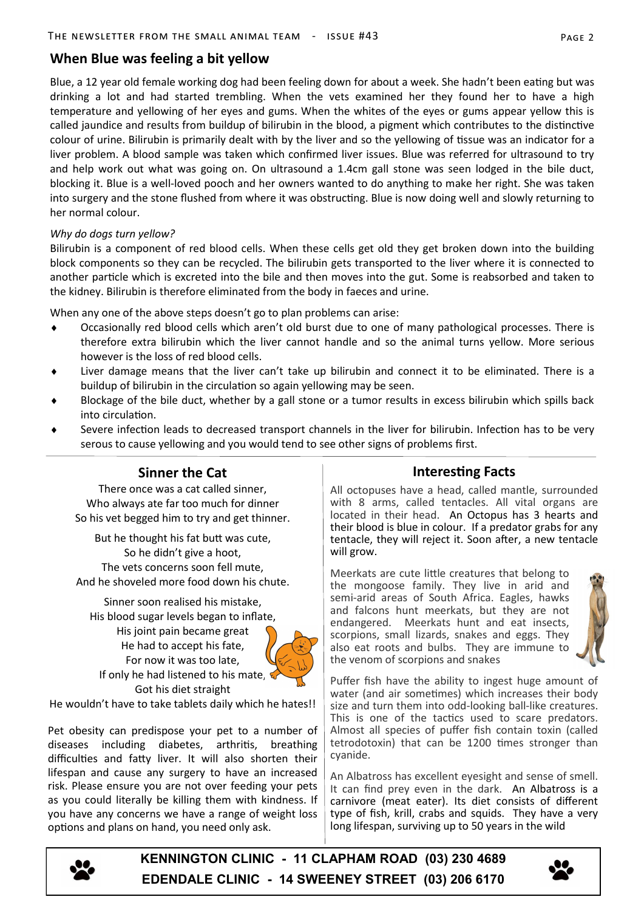## When Blue was feeling a bit yellow

Blue, a 12 year old female working dog had been feeling down for about a week. She hadn't been eating but was drinking a lot and had started trembling. When the vets examined her they found her to have a high temperature and yellowing of her eyes and gums. When the whites of the eyes or gums appear yellow this is called jaundice and results from buildup of bilirubin in the blood, a pigment which contributes to the distinctive colour of urine. Bilirubin is primarily dealt with by the liver and so the yellowing of tissue was an indicator for a liver problem. A blood sample was taken which confirmed liver issues. Blue was referred for ultrasound to try and help work out what was going on. On ultrasound a 1.4cm gall stone was seen lodged in the bile duct, blocking it. Blue is a well-loved pooch and her owners wanted to do anything to make her right. She was taken into surgery and the stone flushed from where it was obstructing. Blue is now doing well and slowly returning to her normal colour.

*Why do dogs turn yellow?*

Bilirubin is a component of red blood cells. When these cells get old they get broken down into the building block components so they can be recycled. The bilirubin gets transported to the liver where it is connected to another particle which is excreted into the bile and then moves into the gut. Some is reabsorbed and taken to the kidney. Bilirubin is therefore eliminated from the body in faeces and urine.

When any one of the above steps doesn't go to plan problems can arise:

- Occasionally red blood cells which aren't old burst due to one of many pathological processes. There is therefore extra bilirubin which the liver cannot handle and so the animal turns yellow. More serious however is the loss of red blood cells.
- Liver damage means that the liver can't take up bilirubin and connect it to be eliminated. There is a buildup of bilirubin in the circulation so again yellowing may be seen.
- Blockage of the bile duct, whether by a gall stone or a tumor results in excess bilirubin which spills back into circulation.
- Severe infection leads to decreased transport channels in the liver for bilirubin. Infection has to be very serous to cause yellowing and you would tend to see other signs of problems first.

## Sinner the Cat

There once was a cat called sinner,
Who always ate far too much for dinner
So his vet begged him to try and get thinner.

But he thought his fat butt was cute,
So he didn't give a hoot,
The vets concerns soon fell mute,
And he shoveled more food down his chute.

Sinner soon realised his mistake,
His blood sugar levels began to inflate,
His joint pain became great
He had to accept his fate,
For now it was too late,
If only he had listened to his mate,
Got his diet straight
He wouldn't have to take tablets daily which he hates!!

Pet obesity can predispose your pet to a number of diseases including diabetes, arthritis, breathing difficulties and fatty liver. It will also shorten their lifespan and cause any surgery to have an increased risk. Please ensure you are not over feeding your pets as you could literally be killing them with kindness. If you have any concerns we have a range of weight loss options and plans on hand, you need only ask.

## Interesting Facts

All octopuses have a head, called mantle, surrounded with 8 arms, called tentacles. All vital organs are located in their head. An Octopus has 3 hearts and their blood is blue in colour. If a predator grabs for any tentacle, they will reject it. Soon after, a new tentacle will grow.

Meerkats are cute little creatures that belong to the mongoose family. They live in arid and semi-arid areas of South Africa. Eagles, hawks and falcons hunt meerkats, but they are not endangered. Meerkats hunt and eat insects, scorpions, small lizards, snakes and eggs. They also eat roots and bulbs. They are immune to the venom of scorpions and snakes

Puffer fish have the ability to ingest huge amount of water (and air sometimes) which increases their body size and turn them into odd-looking ball-like creatures. This is one of the tactics used to scare predators. Almost all species of puffer fish contain toxin (called tetrodotoxin) that can be 1200 times stronger than cyanide.

An Albatross has excellent eyesight and sense of smell. It can find prey even in the dark. An Albatross is a carnivore (meat eater). Its diet consists of different type of fish, krill, crabs and squids. They have a very long lifespan, surviving up to 50 years in the wild

**KENNINGTON CLINIC - 11 CLAPHAM ROAD (03) 230 4689**

**EDENDALE CLINIC - 14 SWEENEY STREET (03) 206 6170**